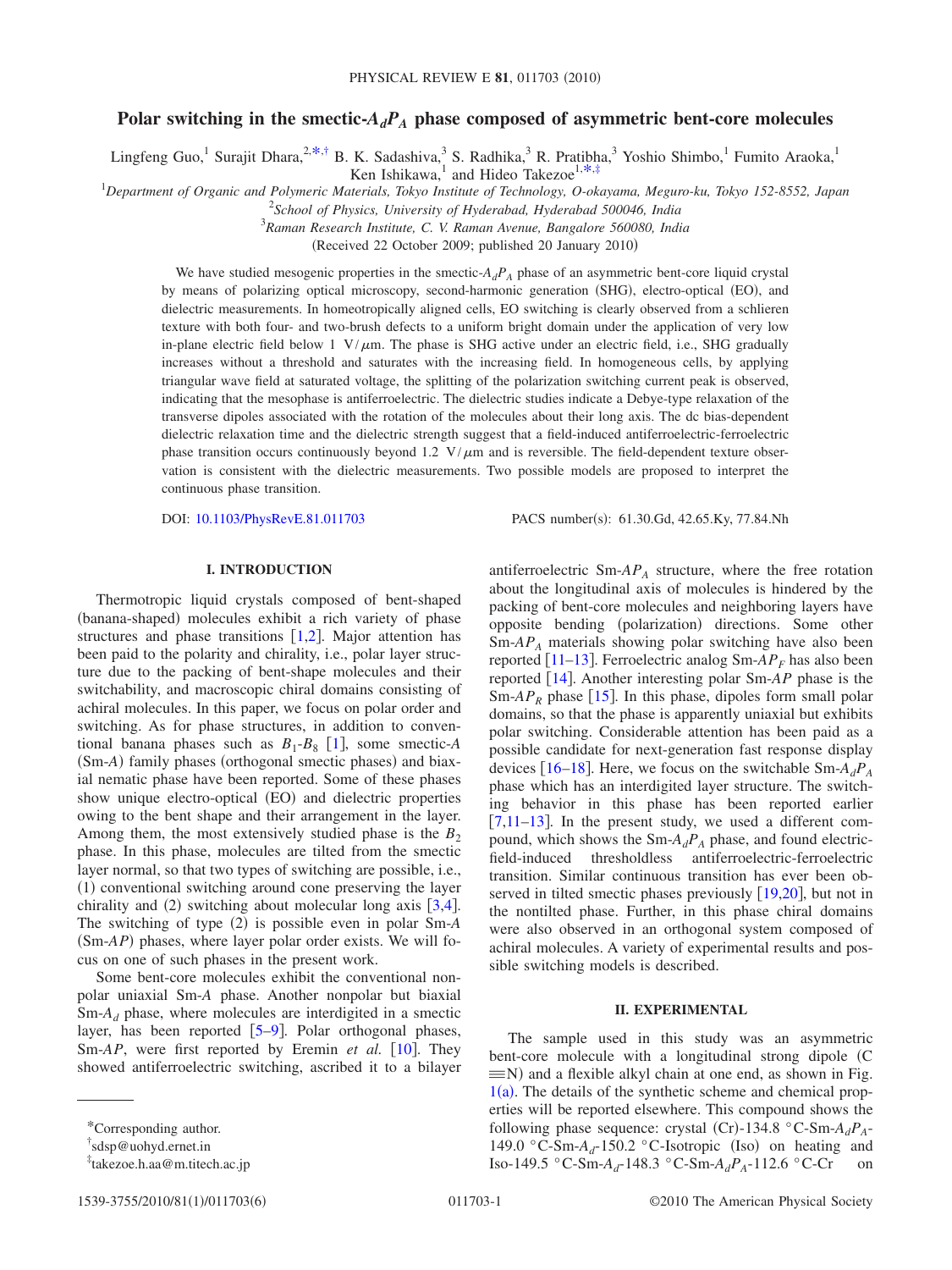# Polar switching in the smectic-$A_dP_A$ phase composed of asymmetric bent-core molecules

Lingfeng Guo,[1] Surajit Dhara,[2,*,†] B. K. Sadashiva,[3] S. Radhika,[3] R. Pratibha,[3] Yoshio Shimbo,[1] Fumito Araoka,[1] Ken Ishikawa,[1] and Hideo Takezoe[1,*,‡]

[1]Department of Organic and Polymeric Materials, Tokyo Institute of Technology, O-okayama, Meguro-ku, Tokyo 152-8552, Japan

[2]School of Physics, University of Hyderabad, Hyderabad 500046, India

[3]Raman Research Institute, C. V. Raman Avenue, Bangalore 560080, India

(Received 22 October 2009; published 20 January 2010)

We have studied mesogenic properties in the smectic-$A_dP_A$ phase of an asymmetric bent-core liquid crystal by means of polarizing optical microscopy, second-harmonic generation (SHG), electro-optical (EO), and dielectric measurements. In homeotropically aligned cells, EO switching is clearly observed from a schlieren texture with both four- and two-brush defects to a uniform bright domain under the application of very low in-plane electric field below 1 V/$\mu$m. The phase is SHG active under an electric field, i.e., SHG gradually increases without a threshold and saturates with the increasing field. In homogeneous cells, by applying triangular wave field at saturated voltage, the splitting of the polarization switching current peak is observed, indicating that the mesophase is antiferroelectric. The dielectric studies indicate a Debye-type relaxation of the transverse dipoles associated with the rotation of the molecules about their long axis. The dc bias-dependent dielectric relaxation time and the dielectric strength suggest that a field-induced antiferroelectric-ferroelectric phase transition occurs continuously beyond 1.2 V/$\mu$m and is reversible. The field-dependent texture observation is consistent with the dielectric measurements. Two possible models are proposed to interpret the continuous phase transition.

DOI: 10.1103/PhysRevE.81.011703 PACS number(s): 61.30.Gd, 42.65.Ky, 77.84.Nh

## I. INTRODUCTION

Thermotropic liquid crystals composed of bent-shaped (banana-shaped) molecules exhibit a rich variety of phase structures and phase transitions [1,2]. Major attention has been paid to the polarity and chirality, i.e., polar layer structure due to the packing of bent-shape molecules and their switchability, and macroscopic chiral domains consisting of achiral molecules. In this paper, we focus on polar order and switching. As for phase structures, in addition to conventional banana phases such as $B_1$-$B_8$ [1], some smectic-$A$ (Sm-$A$) family phases (orthogonal smectic phases) and biaxial nematic phase have been reported. Some of these phases show unique electro-optical (EO) and dielectric properties owing to the bent shape and their arrangement in the layer. Among them, the most extensively studied phase is the $B_2$ phase. In this phase, molecules are tilted from the smectic layer normal, so that two types of switching are possible, i.e., (1) conventional switching around cone preserving the layer chirality and (2) switching about molecular long axis [3,4]. The switching of type (2) is possible even in polar Sm-$A$ (Sm-$AP$) phases, where layer polar order exists. We will focus on one of such phases in the present work.

Some bent-core molecules exhibit the conventional nonpolar uniaxial Sm-$A$ phase. Another nonpolar but biaxial Sm-$A_d$ phase, where molecules are interdigited in a smectic layer, has been reported [5–9]. Polar orthogonal phases, Sm-$AP$, were first reported by Eremin *et al.* [10]. They showed antiferroelectric switching, ascribed it to a bilayer antiferroelectric Sm-$AP_A$ structure, where the free rotation about the longitudinal axis of molecules is hindered by the packing of bent-core molecules and neighboring layers have opposite bending (polarization) directions. Some other Sm-$AP_A$ materials showing polar switching have also been reported [11–13]. Ferroelectric analog Sm-$AP_F$ has also been reported [14]. Another interesting polar Sm-$AP$ phase is the Sm-$AP_R$ phase [15]. In this phase, dipoles form small polar domains, so that the phase is apparently uniaxial but exhibits polar switching. Considerable attention has been paid as a possible candidate for next-generation fast response display devices [16–18]. Here, we focus on the switchable Sm-$A_dP_A$ phase which has an interdigited layer structure. The switching behavior in this phase has been reported earlier [7,11–13]. In the present study, we used a different compound, which shows the Sm-$A_dP_A$ phase, and found electric-field-induced thresholdless antiferroelectric-ferroelectric transition. Similar continuous transition has ever been observed in tilted smectic phases previously [19,20], but not in the nontilted phase. Further, in this phase chiral domains were also observed in an orthogonal system composed of achiral molecules. A variety of experimental results and possible switching models is described.

## II. EXPERIMENTAL

The sample used in this study was an asymmetric bent-core molecule with a longitudinal strong dipole (C≡N) and a flexible alkyl chain at one end, as shown in Fig. 1(a). The details of the synthetic scheme and chemical properties will be reported elsewhere. This compound shows the following phase sequence: crystal (Cr)-134.8 °C-Sm-$A_dP_A$-149.0 °C-Sm-$A_d$-150.2 °C-Isotropic (Iso) on heating and Iso-149.5 °C-Sm-$A_d$-148.3 °C-Sm-$A_dP_A$-112.6 °C-Cr on

*Corresponding author.

†sdsp@uohyd.ernet.in

‡takezoe.h.aa@m.titech.ac.jp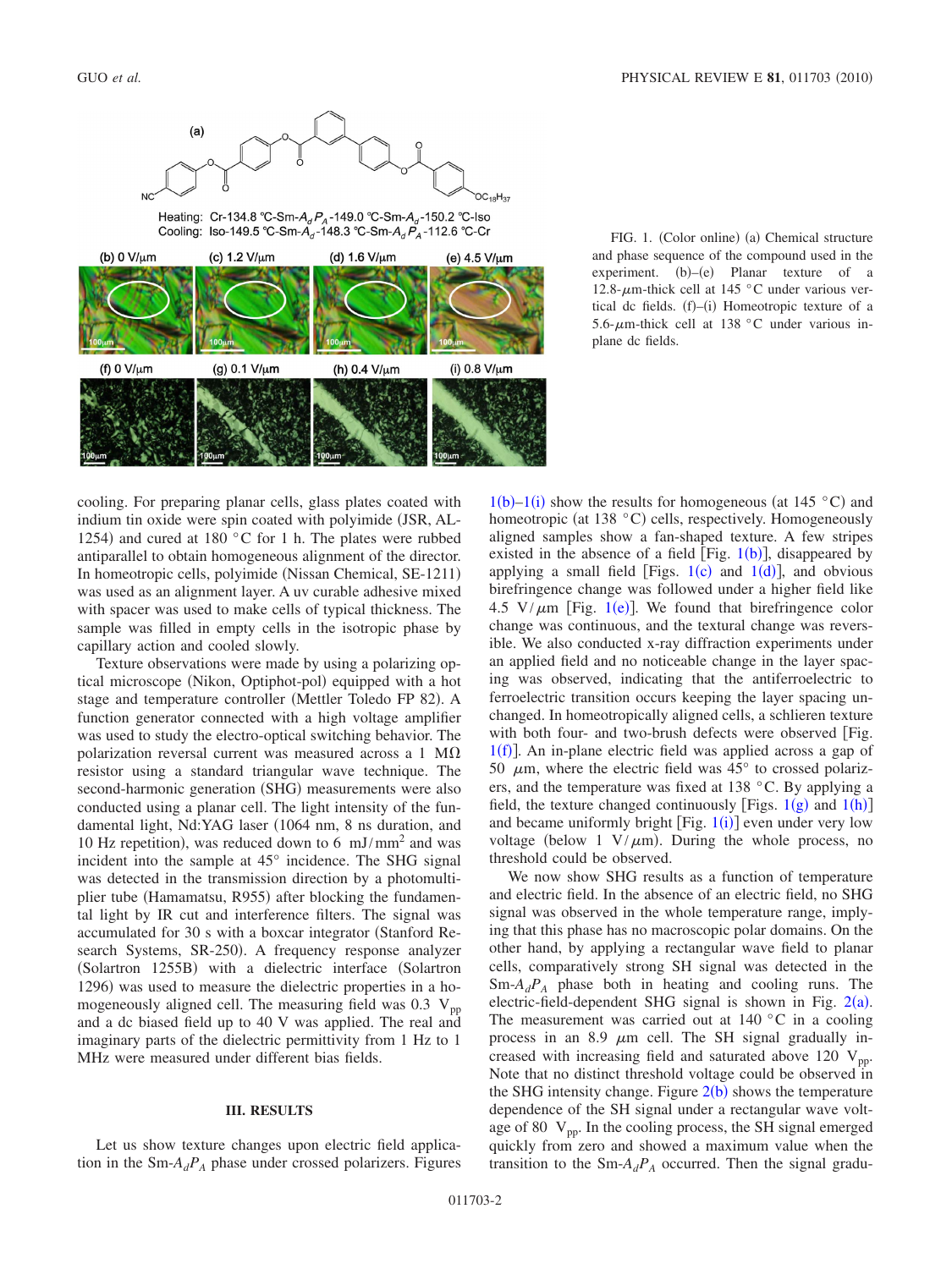FIG. 1. (Color online) (a) Chemical structure and phase sequence of the compound used in the experiment. (b)–(e) Planar texture of a 12.8-$\mu$m-thick cell at 145 °C under various vertical dc fields. (f)–(i) Homeotropic texture of a 5.6-$\mu$m-thick cell at 138 °C under various in-plane dc fields.

cooling. For preparing planar cells, glass plates coated with indium tin oxide were spin coated with polyimide (JSR, AL-1254) and cured at 180 °C for 1 h. The plates were rubbed antiparallel to obtain homogeneous alignment of the director. In homeotropic cells, polyimide (Nissan Chemical, SE-1211) was used as an alignment layer. A uv curable adhesive mixed with spacer was used to make cells of typical thickness. The sample was filled in empty cells in the isotropic phase by capillary action and cooled slowly.

Texture observations were made by using a polarizing optical microscope (Nikon, Optiphot-pol) equipped with a hot stage and temperature controller (Mettler Toledo FP 82). A function generator connected with a high voltage amplifier was used to study the electro-optical switching behavior. The polarization reversal current was measured across a 1 M$\Omega$ resistor using a standard triangular wave technique. The second-harmonic generation (SHG) measurements were also conducted using a planar cell. The light intensity of the fundamental light, Nd:YAG laser (1064 nm, 8 ns duration, and 10 Hz repetition), was reduced down to 6 mJ/mm$^2$ and was incident into the sample at 45° incidence. The SHG signal was detected in the transmission direction by a photomultiplier tube (Hamamatsu, R955) after blocking the fundamental light by IR cut and interference filters. The signal was accumulated for 30 s with a boxcar integrator (Stanford Research Systems, SR-250). A frequency response analyzer (Solartron 1255B) with a dielectric interface (Solartron 1296) was used to measure the dielectric properties in a homogeneously aligned cell. The measuring field was 0.3 $V_{pp}$ and a dc biased field up to 40 V was applied. The real and imaginary parts of the dielectric permittivity from 1 Hz to 1 MHz were measured under different bias fields.

## III. RESULTS

Let us show texture changes upon electric field application in the Sm-$A_dP_A$ phase under crossed polarizers. Figures 1(b)–1(i) show the results for homogeneous (at 145 °C) and homeotropic (at 138 °C) cells, respectively. Homogeneously aligned samples show a fan-shaped texture. A few stripes existed in the absence of a field [Fig. 1(b)], disappeared by applying a small field [Figs. 1(c) and 1(d)], and obvious birefringence change was followed under a higher field like 4.5 V/$\mu$m [Fig. 1(e)]. We found that birefringence color change was continuous, and the textural change was reversible. We also conducted x-ray diffraction experiments under an applied field and no noticeable change in the layer spacing was observed, indicating that the antiferroelectric to ferroelectric transition occurs keeping the layer spacing unchanged. In homeotropically aligned cells, a schlieren texture with both four- and two-brush defects were observed [Fig. 1(f)]. An in-plane electric field was applied across a gap of 50 $\mu$m, where the electric field was 45° to crossed polarizers, and the temperature was fixed at 138 °C. By applying a field, the texture changed continuously [Figs. 1(g) and 1(h)] and became uniformly bright [Fig. 1(i)] even under very low voltage (below 1 V/$\mu$m). During the whole process, no threshold could be observed.

We now show SHG results as a function of temperature and electric field. In the absence of an electric field, no SHG signal was observed in the whole temperature range, implying that this phase has no macroscopic polar domains. On the other hand, by applying a rectangular wave field to planar cells, comparatively strong SH signal was detected in the Sm-$A_dP_A$ phase both in heating and cooling runs. The electric-field-dependent SHG signal is shown in Fig. 2(a). The measurement was carried out at 140 °C in a cooling process in an 8.9 $\mu$m cell. The SH signal gradually increased with increasing field and saturated above 120 $V_{pp}$. Note that no distinct threshold voltage could be observed in the SHG intensity change. Figure 2(b) shows the temperature dependence of the SH signal under a rectangular wave voltage of 80 $V_{pp}$. In the cooling process, the SH signal emerged quickly from zero and showed a maximum value when the transition to the Sm-$A_dP_A$ occurred. Then the signal gradu-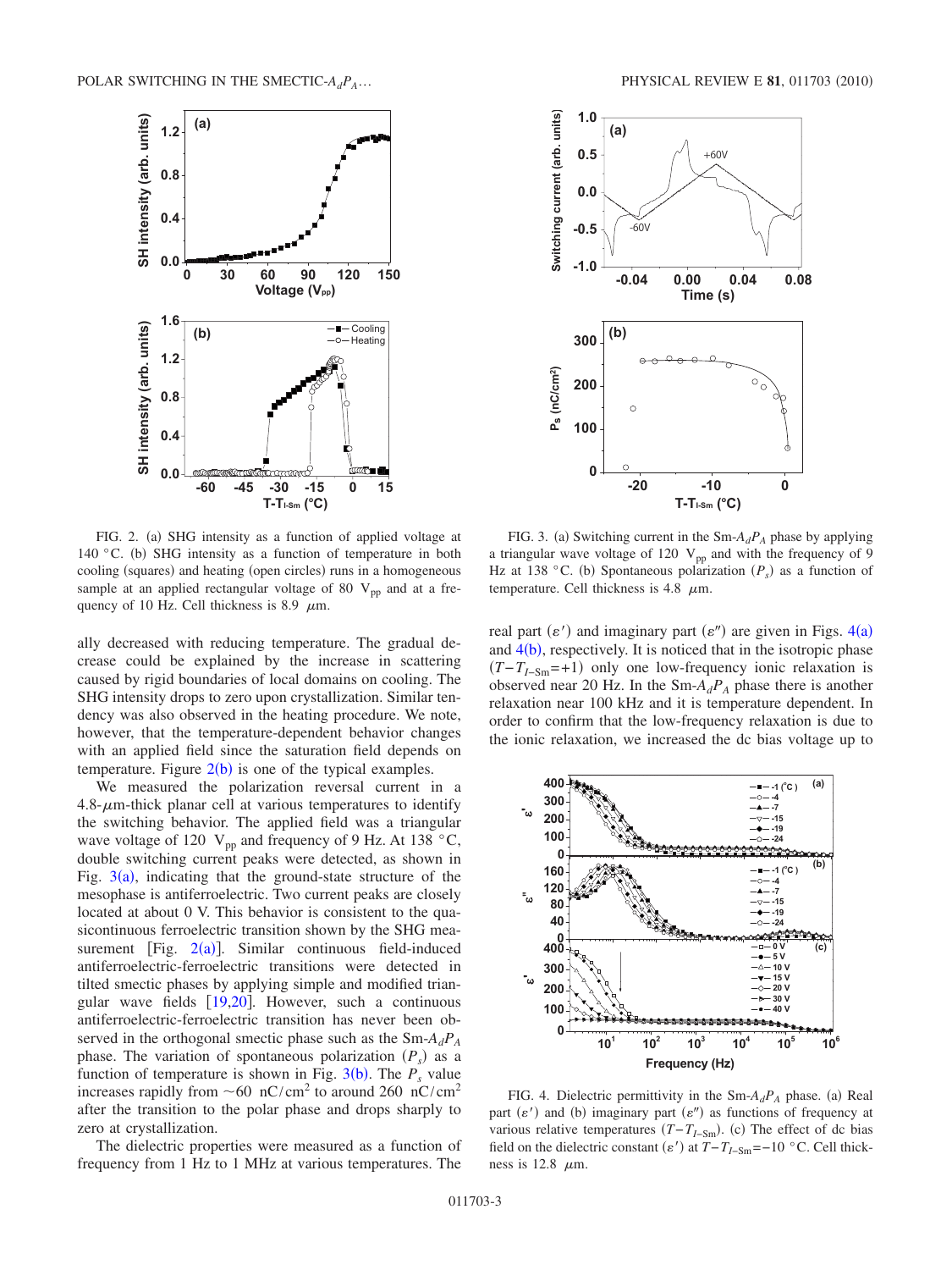FIG. 2. (a) SHG intensity as a function of applied voltage at 140 °C. (b) SHG intensity as a function of temperature in both cooling (squares) and heating (open circles) runs in a homogeneous sample at an applied rectangular voltage of 80 $V_{pp}$ and at a frequency of 10 Hz. Cell thickness is 8.9 $\mu$m.

FIG. 3. (a) Switching current in the Sm-$A_dP_A$ phase by applying a triangular wave voltage of 120 $V_{pp}$ and with the frequency of 9 Hz at 138 °C. (b) Spontaneous polarization ($P_s$) as a function of temperature. Cell thickness is 4.8 $\mu$m.

ally decreased with reducing temperature. The gradual decrease could be explained by the increase in scattering caused by rigid boundaries of local domains on cooling. The SHG intensity drops to zero upon crystallization. Similar tendency was also observed in the heating procedure. We note, however, that the temperature-dependent behavior changes with an applied field since the saturation field depends on temperature. Figure 2(b) is one of the typical examples.

We measured the polarization reversal current in a 4.8-$\mu$m-thick planar cell at various temperatures to identify the switching behavior. The applied field was a triangular wave voltage of 120 $V_{pp}$ and frequency of 9 Hz. At 138 °C, double switching current peaks were detected, as shown in Fig. 3(a), indicating that the ground-state structure of the mesophase is antiferroelectric. Two current peaks are closely located at about 0 V. This behavior is consistent to the quasicontinuous ferroelectric transition shown by the SHG measurement [Fig. 2(a)]. Similar continuous field-induced antiferroelectric-ferroelectric transitions were detected in tilted smectic phases by applying simple and modified triangular wave fields [19,20]. However, such a continuous antiferroelectric-ferroelectric transition has never been observed in the orthogonal smectic phase such as the Sm-$A_dP_A$ phase. The variation of spontaneous polarization ($P_s$) as a function of temperature is shown in Fig. 3(b). The $P_s$ value increases rapidly from ~60 nC/cm$^2$ to around 260 nC/cm$^2$ after the transition to the polar phase and drops sharply to zero at crystallization.

The dielectric properties were measured as a function of frequency from 1 Hz to 1 MHz at various temperatures. The real part ($\varepsilon'$) and imaginary part ($\varepsilon''$) are given in Figs. 4(a) and 4(b), respectively. It is noticed that in the isotropic phase ($T-T_{I\text{-Sm}}=+1$) only one low-frequency ionic relaxation is observed near 20 Hz. In the Sm-$A_dP_A$ phase there is another relaxation near 100 kHz and it is temperature dependent. In order to confirm that the low-frequency relaxation is due to the ionic relaxation, we increased the dc bias voltage up to

FIG. 4. Dielectric permittivity in the Sm-$A_dP_A$ phase. (a) Real part ($\varepsilon'$) and (b) imaginary part ($\varepsilon''$) as functions of frequency at various relative temperatures ($T-T_{I\text{-Sm}}$). (c) The effect of dc bias field on the dielectric constant ($\varepsilon'$) at $T-T_{I\text{-Sm}}=-10$ °C. Cell thickness is 12.8 $\mu$m.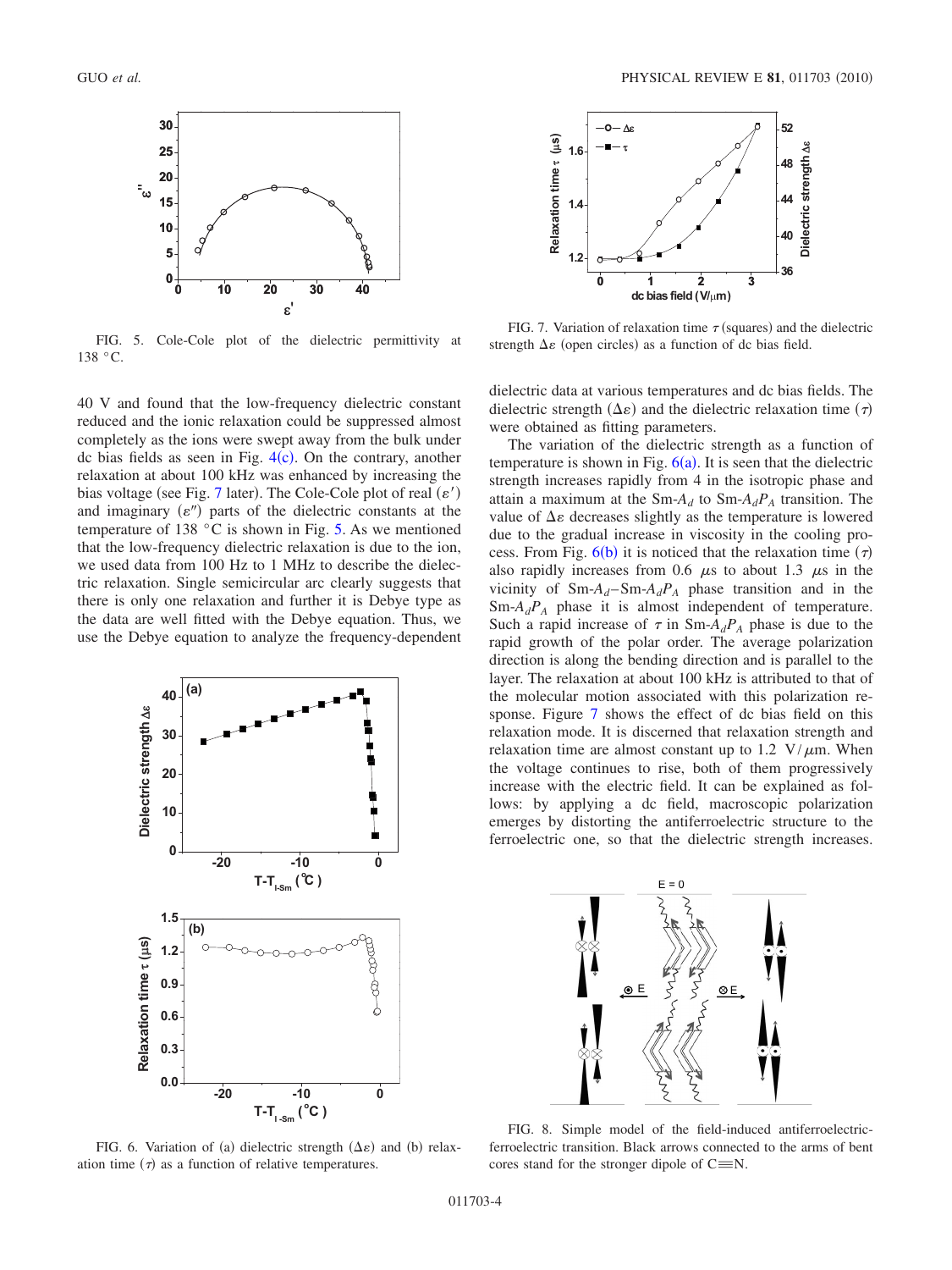FIG. 5. Cole-Cole plot of the dielectric permittivity at 138 °C.

40 V and found that the low-frequency dielectric constant reduced and the ionic relaxation could be suppressed almost completely as the ions were swept away from the bulk under dc bias fields as seen in Fig. 4(c). On the contrary, another relaxation at about 100 kHz was enhanced by increasing the bias voltage (see Fig. 7 later). The Cole-Cole plot of real ($\varepsilon'$) and imaginary ($\varepsilon''$) parts of the dielectric constants at the temperature of 138 °C is shown in Fig. 5. As we mentioned that the low-frequency dielectric relaxation is due to the ion, we used data from 100 Hz to 1 MHz to describe the dielectric relaxation. Single semicircular arc clearly suggests that there is only one relaxation and further it is Debye type as the data are well fitted with the Debye equation. Thus, we use the Debye equation to analyze the frequency-dependent dielectric data at various temperatures and dc bias fields. The dielectric strength ($\Delta\varepsilon$) and the dielectric relaxation time ($\tau$) were obtained as fitting parameters.

FIG. 6. Variation of (a) dielectric strength ($\Delta\varepsilon$) and (b) relaxation time ($\tau$) as a function of relative temperatures.

FIG. 7. Variation of relaxation time $\tau$ (squares) and the dielectric strength $\Delta\varepsilon$ (open circles) as a function of dc bias field.

The variation of the dielectric strength as a function of temperature is shown in Fig. 6(a). It is seen that the dielectric strength increases rapidly from 4 in the isotropic phase and attain a maximum at the Sm-$A_d$ to Sm-$A_dP_A$ transition. The value of $\Delta\varepsilon$ decreases slightly as the temperature is lowered due to the gradual increase in viscosity in the cooling process. From Fig. 6(b) it is noticed that the relaxation time ($\tau$) also rapidly increases from 0.6 $\mu$s to about 1.3 $\mu$s in the vicinity of Sm-$A_d$–Sm-$A_dP_A$ phase transition and in the Sm-$A_dP_A$ phase it is almost independent of temperature. Such a rapid increase of $\tau$ in Sm-$A_dP_A$ phase is due to the rapid growth of the polar order. The average polarization direction is along the bending direction and is parallel to the layer. The relaxation at about 100 kHz is attributed to that of the molecular motion associated with this polarization response. Figure 7 shows the effect of dc bias field on this relaxation mode. It is discerned that relaxation strength and relaxation time are almost constant up to 1.2 V/$\mu$m. When the voltage continues to rise, both of them progressively increase with the electric field. It can be explained as follows: by applying a dc field, macroscopic polarization emerges by distorting the antiferroelectric structure to the ferroelectric one, so that the dielectric strength increases.

FIG. 8. Simple model of the field-induced antiferroelectric-ferroelectric transition. Black arrows connected to the arms of bent cores stand for the stronger dipole of C≡N.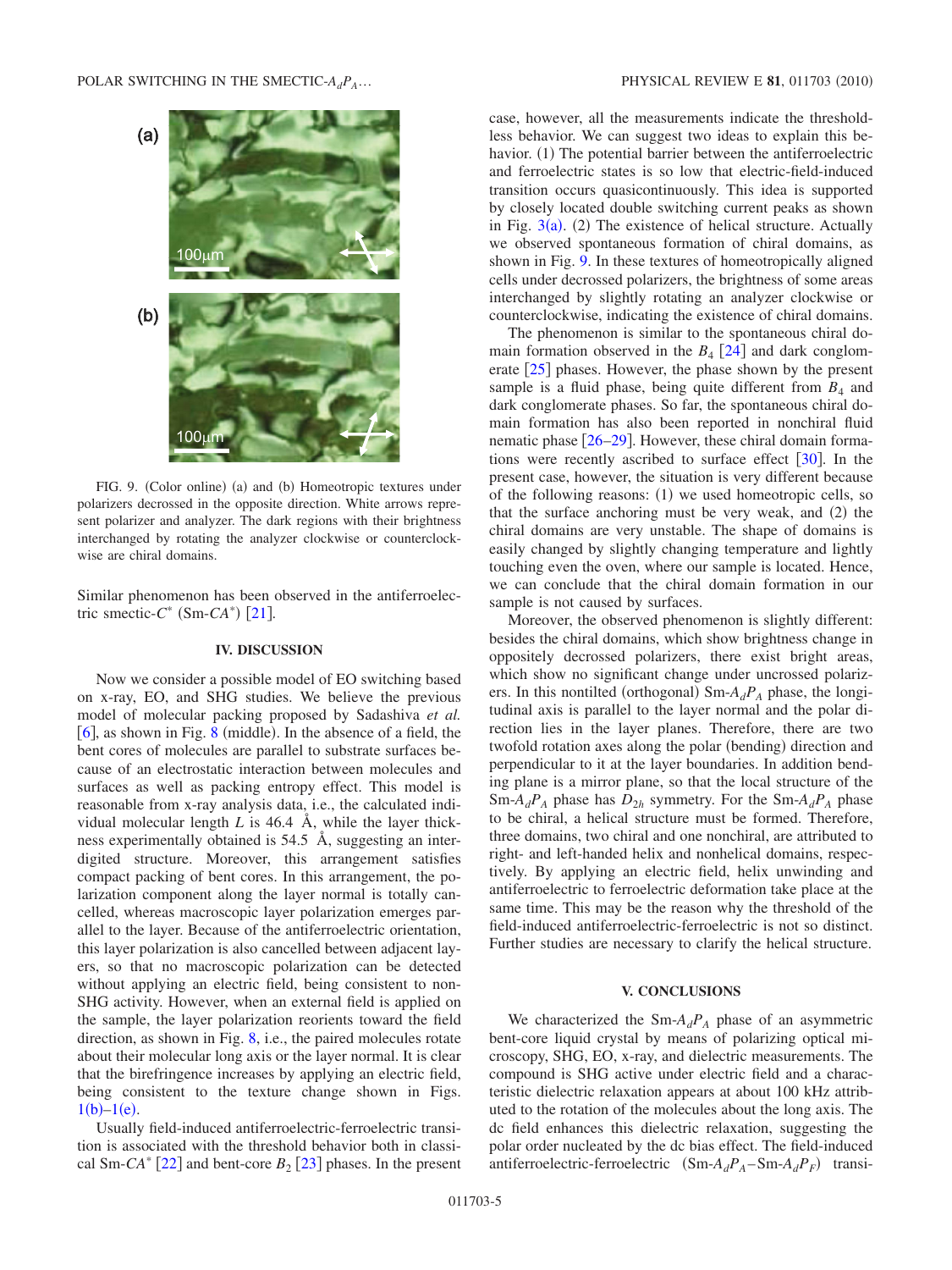FIG. 9. (Color online) (a) and (b) Homeotropic textures under polarizers decrossed in the opposite direction. White arrows represent polarizer and analyzer. The dark regions with their brightness interchanged by rotating the analyzer clockwise or counterclockwise are chiral domains.

Similar phenomenon has been observed in the antiferroelectric smectic-$C^*$ (Sm-$CA^*$) [21].

## IV. DISCUSSION

Now we consider a possible model of EO switching based on x-ray, EO, and SHG studies. We believe the previous model of molecular packing proposed by Sadashiva *et al.* [6], as shown in Fig. 8 (middle). In the absence of a field, the bent cores of molecules are parallel to substrate surfaces because of an electrostatic interaction between molecules and surfaces as well as packing entropy effect. This model is reasonable from x-ray analysis data, i.e., the calculated individual molecular length $L$ is 46.4 Å, while the layer thickness experimentally obtained is 54.5 Å, suggesting an interdigited structure. Moreover, this arrangement satisfies compact packing of bent cores. In this arrangement, the polarization component along the layer normal is totally cancelled, whereas macroscopic layer polarization emerges parallel to the layer. Because of the antiferroelectric orientation, this layer polarization is also cancelled between adjacent layers, so that no macroscopic polarization can be detected without applying an electric field, being consistent to non-SHG activity. However, when an external field is applied on the sample, the layer polarization reorients toward the field direction, as shown in Fig. 8, i.e., the paired molecules rotate about their molecular long axis or the layer normal. It is clear that the birefringence increases by applying an electric field, being consistent to the texture change shown in Figs. 1(b)–1(e).

Usually field-induced antiferroelectric-ferroelectric transition is associated with the threshold behavior both in classical Sm-$CA^*$ [22] and bent-core $B_2$ [23] phases. In the present case, however, all the measurements indicate the thresholdless behavior. We can suggest two ideas to explain this behavior. (1) The potential barrier between the antiferroelectric and ferroelectric states is so low that electric-field-induced transition occurs quasicontinuously. This idea is supported by closely located double switching current peaks as shown in Fig. 3(a). (2) The existence of helical structure. Actually we observed spontaneous formation of chiral domains, as shown in Fig. 9. In these textures of homeotropically aligned cells under decrossed polarizers, the brightness of some areas interchanged by slightly rotating an analyzer clockwise or counterclockwise, indicating the existence of chiral domains.

The phenomenon is similar to the spontaneous chiral domain formation observed in the $B_4$ [24] and dark conglomerate [25] phases. However, the phase shown by the present sample is a fluid phase, being quite different from $B_4$ and dark conglomerate phases. So far, the spontaneous chiral domain formation has also been reported in nonchiral fluid nematic phase [26–29]. However, these chiral domain formations were recently ascribed to surface effect [30]. In the present case, however, the situation is very different because of the following reasons: (1) we used homeotropic cells, so that the surface anchoring must be very weak, and (2) the chiral domains are very unstable. The shape of domains is easily changed by slightly changing temperature and lightly touching even the oven, where our sample is located. Hence, we can conclude that the chiral domain formation in our sample is not caused by surfaces.

Moreover, the observed phenomenon is slightly different: besides the chiral domains, which show brightness change in oppositely decrossed polarizers, there exist bright areas, which show no significant change under uncrossed polarizers. In this nontilted (orthogonal) Sm-$A_dP_A$ phase, the longitudinal axis is parallel to the layer normal and the polar direction lies in the layer planes. Therefore, there are two twofold rotation axes along the polar (bending) direction and perpendicular to it at the layer boundaries. In addition bending plane is a mirror plane, so that the local structure of the Sm-$A_dP_A$ phase has $D_{2h}$ symmetry. For the Sm-$A_dP_A$ phase to be chiral, a helical structure must be formed. Therefore, three domains, two chiral and one nonchiral, are attributed to right- and left-handed helix and nonhelical domains, respectively. By applying an electric field, helix unwinding and antiferroelectric to ferroelectric deformation take place at the same time. This may be the reason why the threshold of the field-induced antiferroelectric-ferroelectric is not so distinct. Further studies are necessary to clarify the helical structure.

## V. CONCLUSIONS

We characterized the Sm-$A_dP_A$ phase of an asymmetric bent-core liquid crystal by means of polarizing optical microscopy, SHG, EO, x-ray, and dielectric measurements. The compound is SHG active under electric field and a characteristic dielectric relaxation appears at about 100 kHz attributed to the rotation of the molecules about the long axis. The dc field enhances this dielectric relaxation, suggesting the polar order nucleated by the dc bias effect. The field-induced antiferroelectric-ferroelectric (Sm-$A_dP_A$–Sm-$A_dP_F$) transi-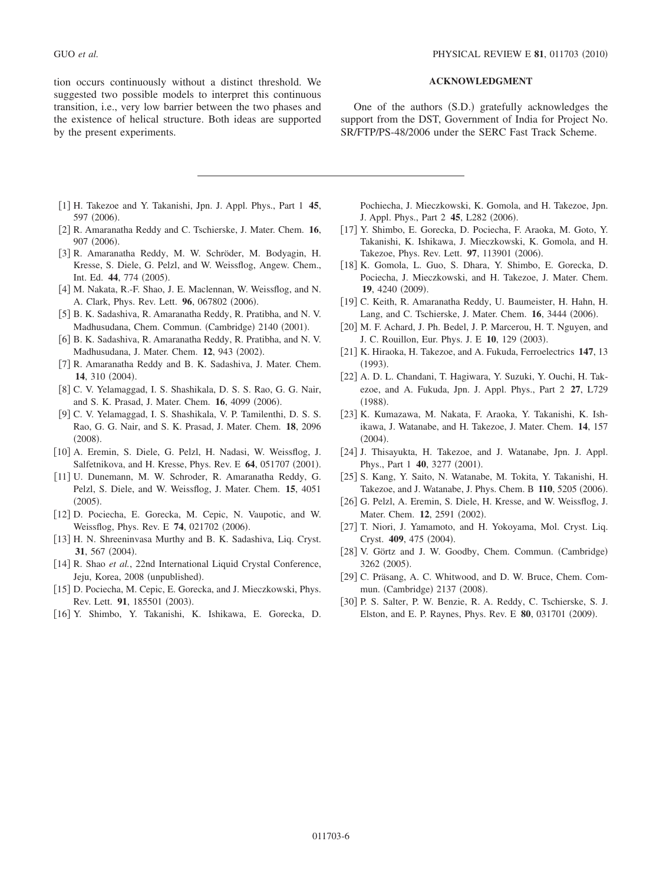tion occurs continuously without a distinct threshold. We suggested two possible models to interpret this continuous transition, i.e., very low barrier between the two phases and the existence of helical structure. Both ideas are supported by the present experiments.

## ACKNOWLEDGMENT

One of the authors (S.D.) gratefully acknowledges the support from the DST, Government of India for Project No. SR/FTP/PS-48/2006 under the SERC Fast Track Scheme.

---

[1] H. Takezoe and Y. Takanishi, Jpn. J. Appl. Phys., Part 1 **45**, 597 (2006).

[2] R. Amaranatha Reddy and C. Tschierske, J. Mater. Chem. **16**, 907 (2006).

[3] R. Amaranatha Reddy, M. W. Schröder, M. Bodyagin, H. Kresse, S. Diele, G. Pelzl, and W. Weissflog, Angew. Chem., Int. Ed. **44**, 774 (2005).

[4] M. Nakata, R.-F. Shao, J. E. Maclennan, W. Weissflog, and N. A. Clark, Phys. Rev. Lett. **96**, 067802 (2006).

[5] B. K. Sadashiva, R. Amaranatha Reddy, R. Pratibha, and N. V. Madhusudana, Chem. Commun. (Cambridge) 2140 (2001).

[6] B. K. Sadashiva, R. Amaranatha Reddy, R. Pratibha, and N. V. Madhusudana, J. Mater. Chem. **12**, 943 (2002).

[7] R. Amaranatha Reddy and B. K. Sadashiva, J. Mater. Chem. **14**, 310 (2004).

[8] C. V. Yelamaggad, I. S. Shashikala, D. S. S. Rao, G. G. Nair, and S. K. Prasad, J. Mater. Chem. **16**, 4099 (2006).

[9] C. V. Yelamaggad, I. S. Shashikala, V. P. Tamilenthi, D. S. S. Rao, G. G. Nair, and S. K. Prasad, J. Mater. Chem. **18**, 2096 (2008).

[10] A. Eremin, S. Diele, G. Pelzl, H. Nadasi, W. Weissflog, J. Salfetnikova, and H. Kresse, Phys. Rev. E **64**, 051707 (2001).

[11] U. Dunemann, M. W. Schroder, R. Amaranatha Reddy, G. Pelzl, S. Diele, and W. Weissflog, J. Mater. Chem. **15**, 4051 (2005).

[12] D. Pociecha, E. Gorecka, M. Cepic, N. Vaupotic, and W. Weissflog, Phys. Rev. E **74**, 021702 (2006).

[13] H. N. Shreeninvasa Murthy and B. K. Sadashiva, Liq. Cryst. **31**, 567 (2004).

[14] R. Shao *et al.*, 22nd International Liquid Crystal Conference, Jeju, Korea, 2008 (unpublished).

[15] D. Pociecha, M. Cepic, E. Gorecka, and J. Mieczkowski, Phys. Rev. Lett. **91**, 185501 (2003).

[16] Y. Shimbo, Y. Takanishi, K. Ishikawa, E. Gorecka, D. Pochiecha, J. Mieczkowski, K. Gomola, and H. Takezoe, Jpn. J. Appl. Phys., Part 2 **45**, L282 (2006).

[17] Y. Shimbo, E. Gorecka, D. Pociecha, F. Araoka, M. Goto, Y. Takanishi, K. Ishikawa, J. Mieczkowski, K. Gomola, and H. Takezoe, Phys. Rev. Lett. **97**, 113901 (2006).

[18] K. Gomola, L. Guo, S. Dhara, Y. Shimbo, E. Gorecka, D. Pociecha, J. Mieczkowski, and H. Takezoe, J. Mater. Chem. **19**, 4240 (2009).

[19] C. Keith, R. Amaranatha Reddy, U. Baumeister, H. Hahn, H. Lang, and C. Tschierske, J. Mater. Chem. **16**, 3444 (2006).

[20] M. F. Achard, J. Ph. Bedel, J. P. Marcerou, H. T. Nguyen, and J. C. Rouillon, Eur. Phys. J. E **10**, 129 (2003).

[21] K. Hiraoka, H. Takezoe, and A. Fukuda, Ferroelectrics **147**, 13 (1993).

[22] A. D. L. Chandani, T. Hagiwara, Y. Suzuki, Y. Ouchi, H. Takezoe, and A. Fukuda, Jpn. J. Appl. Phys., Part 2 **27**, L729 (1988).

[23] K. Kumazawa, M. Nakata, F. Araoka, Y. Takanishi, K. Ishikawa, J. Watanabe, and H. Takezoe, J. Mater. Chem. **14**, 157 (2004).

[24] J. Thisayukta, H. Takezoe, and J. Watanabe, Jpn. J. Appl. Phys., Part 1 **40**, 3277 (2001).

[25] S. Kang, Y. Saito, N. Watanabe, M. Tokita, Y. Takanishi, H. Takezoe, and J. Watanabe, J. Phys. Chem. B **110**, 5205 (2006).

[26] G. Pelzl, A. Eremin, S. Diele, H. Kresse, and W. Weissflog, J. Mater. Chem. **12**, 2591 (2002).

[27] T. Niori, J. Yamamoto, and H. Yokoyama, Mol. Cryst. Liq. Cryst. **409**, 475 (2004).

[28] V. Görtz and J. W. Goodby, Chem. Commun. (Cambridge) 3262 (2005).

[29] C. Präsang, A. C. Whitwood, and D. W. Bruce, Chem. Commun. (Cambridge) 2137 (2008).

[30] P. S. Salter, P. W. Benzie, R. A. Reddy, C. Tschierske, S. J. Elston, and E. P. Raynes, Phys. Rev. E **80**, 031701 (2009).